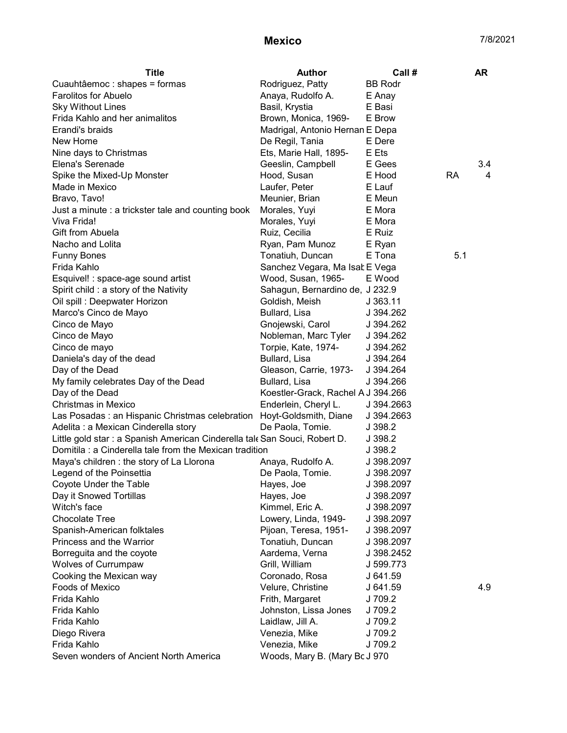# Mexico

7/8/2021

| Title | Author | Call # | | AR |
|---|---|---|---|---|
| Cuauhtâemoc : shapes = formas | Rodriguez, Patty | BB Rodr | | |
| Farolitos for Abuelo | Anaya, Rudolfo A. | E Anay | | |
| Sky Without Lines | Basil, Krystia | E Basi | | |
| Frida Kahlo and her animalitos | Brown, Monica, 1969- | E Brow | | |
| Erandi's braids | Madrigal, Antonio Hernan | E Depa | | |
| New Home | De Regil, Tania | E Dere | | |
| Nine days to Christmas | Ets, Marie Hall, 1895- | E Ets | | |
| Elena's Serenade | Geeslin, Campbell | E Gees | | 3.4 |
| Spike the Mixed-Up Monster | Hood, Susan | E Hood | RA | 4 |
| Made in Mexico | Laufer, Peter | E Lauf | | |
| Bravo, Tavo! | Meunier, Brian | E Meun | | |
| Just a minute : a trickster tale and counting book | Morales, Yuyi | E Mora | | |
| Viva Frida! | Morales, Yuyi | E Mora | | |
| Gift from Abuela | Ruiz, Cecilia | E Ruiz | | |
| Nacho and Lolita | Ryan, Pam Munoz | E Ryan | | |
| Funny Bones | Tonatiuh, Duncan | E Tona | 5.1 | |
| Frida Kahlo | Sanchez Vegara, Ma Isab | E Vega | | |
| Esquivel! : space-age sound artist | Wood, Susan, 1965- | E Wood | | |
| Spirit child : a story of the Nativity | Sahagun, Bernardino de, | J 232.9 | | |
| Oil spill : Deepwater Horizon | Goldish, Meish | J 363.11 | | |
| Marco's Cinco de Mayo | Bullard, Lisa | J 394.262 | | |
| Cinco de Mayo | Gnojewski, Carol | J 394.262 | | |
| Cinco de Mayo | Nobleman, Marc Tyler | J 394.262 | | |
| Cinco de mayo | Torpie, Kate, 1974- | J 394.262 | | |
| Daniela's day of the dead | Bullard, Lisa | J 394.264 | | |
| Day of the Dead | Gleason, Carrie, 1973- | J 394.264 | | |
| My family celebrates Day of the Dead | Bullard, Lisa | J 394.266 | | |
| Day of the Dead | Koestler-Grack, Rachel A | J 394.266 | | |
| Christmas in Mexico | Enderlein, Cheryl L. | J 394.2663 | | |
| Las Posadas : an Hispanic Christmas celebration | Hoyt-Goldsmith, Diane | J 394.2663 | | |
| Adelita : a Mexican Cinderella story | De Paola, Tomie. | J 398.2 | | |
| Little gold star : a Spanish American Cinderella tale | San Souci, Robert D. | J 398.2 | | |
| Domitila : a Cinderella tale from the Mexican tradition | | J 398.2 | | |
| Maya's children : the story of La Llorona | Anaya, Rudolfo A. | J 398.2097 | | |
| Legend of the Poinsettia | De Paola, Tomie. | J 398.2097 | | |
| Coyote Under the Table | Hayes, Joe | J 398.2097 | | |
| Day it Snowed Tortillas | Hayes, Joe | J 398.2097 | | |
| Witch's face | Kimmel, Eric A. | J 398.2097 | | |
| Chocolate Tree | Lowery, Linda, 1949- | J 398.2097 | | |
| Spanish-American folktales | Pijoan, Teresa, 1951- | J 398.2097 | | |
| Princess and the Warrior | Tonatiuh, Duncan | J 398.2097 | | |
| Borreguita and the coyote | Aardema, Verna | J 398.2452 | | |
| Wolves of Currumpaw | Grill, William | J 599.773 | | |
| Cooking the Mexican way | Coronado, Rosa | J 641.59 | | |
| Foods of Mexico | Velure, Christine | J 641.59 | | 4.9 |
| Frida Kahlo | Frith, Margaret | J 709.2 | | |
| Frida Kahlo | Johnston, Lissa Jones | J 709.2 | | |
| Frida Kahlo | Laidlaw, Jill A. | J 709.2 | | |
| Diego Rivera | Venezia, Mike | J 709.2 | | |
| Frida Kahlo | Venezia, Mike | J 709.2 | | |
| Seven wonders of Ancient North America | Woods, Mary B. (Mary Bo | J 970 | | |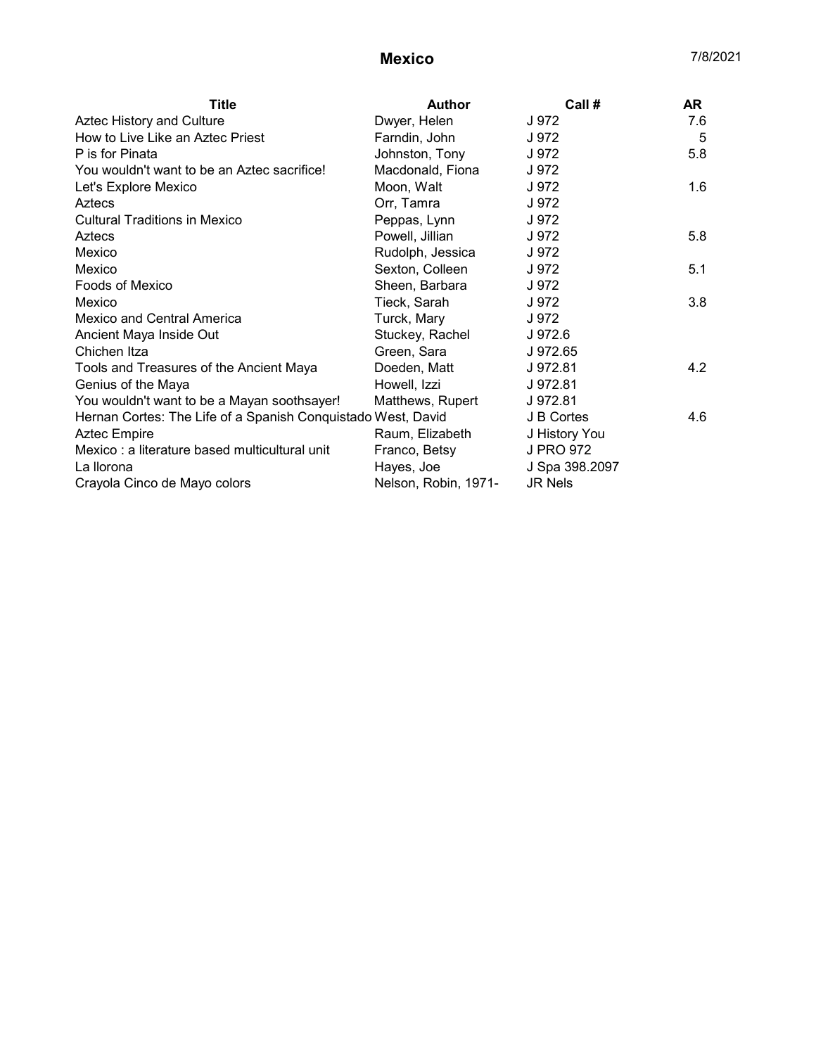# Mexico

7/8/2021

| Title | Author | Call # | AR |
|---|---|---|---|
| Aztec History and Culture | Dwyer, Helen | J 972 | 7.6 |
| How to Live Like an Aztec Priest | Farndin, John | J 972 | 5 |
| P is for Pinata | Johnston, Tony | J 972 | 5.8 |
| You wouldn't want to be an Aztec sacrifice! | Macdonald, Fiona | J 972 | |
| Let's Explore Mexico | Moon, Walt | J 972 | 1.6 |
| Aztecs | Orr, Tamra | J 972 | |
| Cultural Traditions in Mexico | Peppas, Lynn | J 972 | |
| Aztecs | Powell, Jillian | J 972 | 5.8 |
| Mexico | Rudolph, Jessica | J 972 | |
| Mexico | Sexton, Colleen | J 972 | 5.1 |
| Foods of Mexico | Sheen, Barbara | J 972 | |
| Mexico | Tieck, Sarah | J 972 | 3.8 |
| Mexico and Central America | Turck, Mary | J 972 | |
| Ancient Maya Inside Out | Stuckey, Rachel | J 972.6 | |
| Chichen Itza | Green, Sara | J 972.65 | |
| Tools and Treasures of the Ancient Maya | Doeden, Matt | J 972.81 | 4.2 |
| Genius of the Maya | Howell, Izzi | J 972.81 | |
| You wouldn't want to be a Mayan soothsayer! | Matthews, Rupert | J 972.81 | |
| Hernan Cortes: The Life of a Spanish Conquistado | West, David | J B Cortes | 4.6 |
| Aztec Empire | Raum, Elizabeth | J History You | |
| Mexico : a literature based multicultural unit | Franco, Betsy | J PRO 972 | |
| La llorona | Hayes, Joe | J Spa 398.2097 | |
| Crayola Cinco de Mayo colors | Nelson, Robin, 1971- | JR Nels | |